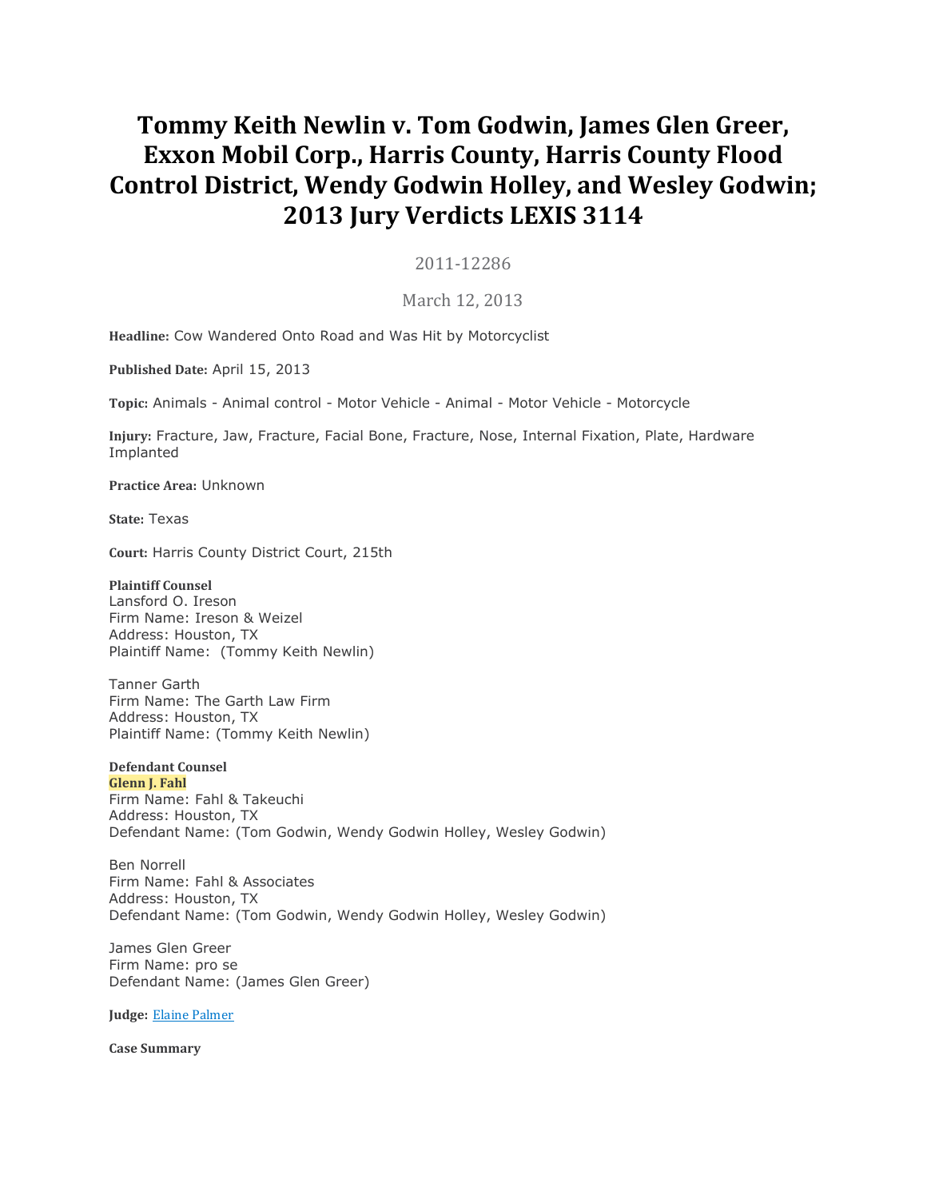# Tommy Keith Newlin v. Tom Godwin, James Glen Greer, Exxon Mobil Corp., Harris County, Harris County Flood Control District, Wendy Godwin Holley, and Wesley Godwin; 2013 Jury Verdicts LEXIS 3114

2011-12286

March 12, 2013

**Headline:** Cow Wandered Onto Road and Was Hit by Motorcyclist

**Published Date:** April 15, 2013

**Topic:** Animals - Animal control - Motor Vehicle - Animal - Motor Vehicle - Motorcycle

**Injury:** Fracture, Jaw, Fracture, Facial Bone, Fracture, Nose, Internal Fixation, Plate, Hardware Implanted

**Practice Area:** Unknown

**State:** Texas

**Court:** Harris County District Court, 215th

**Plaintiff Counsel**
Lansford O. Ireson
Firm Name: Ireson & Weizel
Address: Houston, TX
Plaintiff Name: (Tommy Keith Newlin)

Tanner Garth
Firm Name: The Garth Law Firm
Address: Houston, TX
Plaintiff Name: (Tommy Keith Newlin)

**Defendant Counsel**
**Glenn J. Fahl**
Firm Name: Fahl & Takeuchi
Address: Houston, TX
Defendant Name: (Tom Godwin, Wendy Godwin Holley, Wesley Godwin)

Ben Norrell
Firm Name: Fahl & Associates
Address: Houston, TX
Defendant Name: (Tom Godwin, Wendy Godwin Holley, Wesley Godwin)

James Glen Greer
Firm Name: pro se
Defendant Name: (James Glen Greer)

**Judge:** Elaine Palmer

**Case Summary**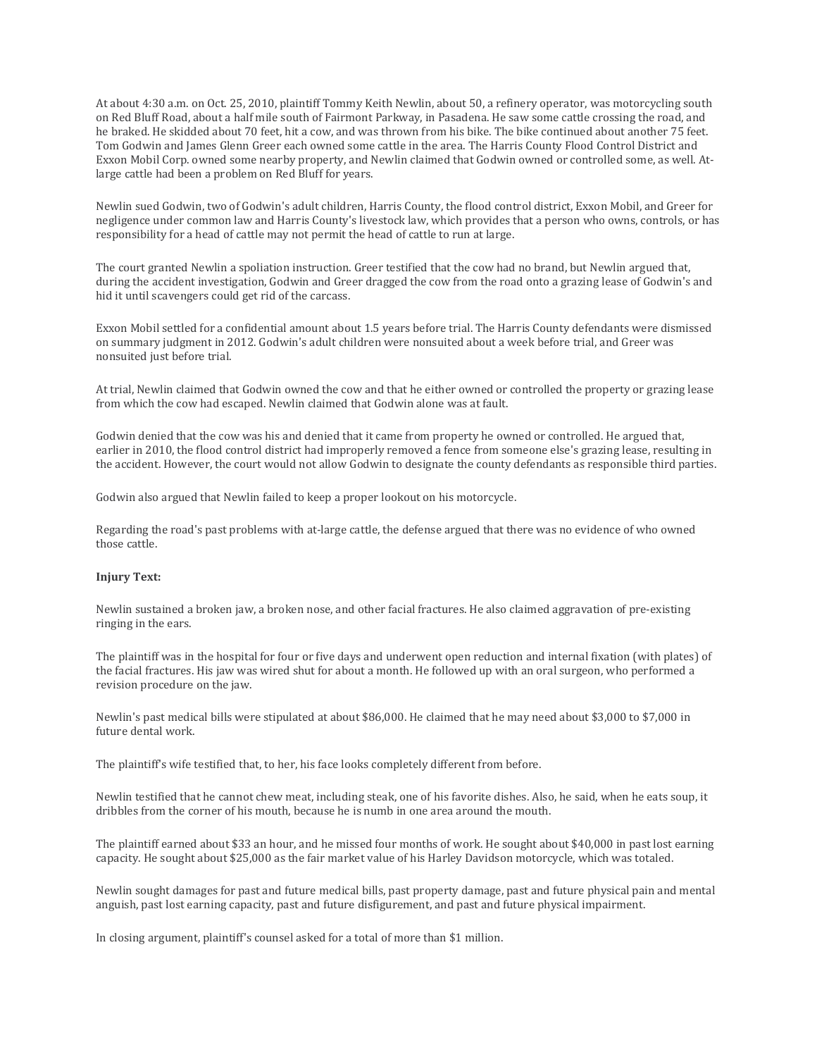At about 4:30 a.m. on Oct. 25, 2010, plaintiff Tommy Keith Newlin, about 50, a refinery operator, was motorcycling south on Red Bluff Road, about a half mile south of Fairmont Parkway, in Pasadena. He saw some cattle crossing the road, and he braked. He skidded about 70 feet, hit a cow, and was thrown from his bike. The bike continued about another 75 feet. Tom Godwin and James Glenn Greer each owned some cattle in the area. The Harris County Flood Control District and Exxon Mobil Corp. owned some nearby property, and Newlin claimed that Godwin owned or controlled some, as well. At-large cattle had been a problem on Red Bluff for years.

Newlin sued Godwin, two of Godwin's adult children, Harris County, the flood control district, Exxon Mobil, and Greer for negligence under common law and Harris County's livestock law, which provides that a person who owns, controls, or has responsibility for a head of cattle may not permit the head of cattle to run at large.

The court granted Newlin a spoliation instruction. Greer testified that the cow had no brand, but Newlin argued that, during the accident investigation, Godwin and Greer dragged the cow from the road onto a grazing lease of Godwin's and hid it until scavengers could get rid of the carcass.

Exxon Mobil settled for a confidential amount about 1.5 years before trial. The Harris County defendants were dismissed on summary judgment in 2012. Godwin's adult children were nonsuited about a week before trial, and Greer was nonsuited just before trial.

At trial, Newlin claimed that Godwin owned the cow and that he either owned or controlled the property or grazing lease from which the cow had escaped. Newlin claimed that Godwin alone was at fault.

Godwin denied that the cow was his and denied that it came from property he owned or controlled. He argued that, earlier in 2010, the flood control district had improperly removed a fence from someone else's grazing lease, resulting in the accident. However, the court would not allow Godwin to designate the county defendants as responsible third parties.

Godwin also argued that Newlin failed to keep a proper lookout on his motorcycle.

Regarding the road's past problems with at-large cattle, the defense argued that there was no evidence of who owned those cattle.

**Injury Text:**

Newlin sustained a broken jaw, a broken nose, and other facial fractures. He also claimed aggravation of pre-existing ringing in the ears.

The plaintiff was in the hospital for four or five days and underwent open reduction and internal fixation (with plates) of the facial fractures. His jaw was wired shut for about a month. He followed up with an oral surgeon, who performed a revision procedure on the jaw.

Newlin's past medical bills were stipulated at about $86,000. He claimed that he may need about $3,000 to $7,000 in future dental work.

The plaintiff's wife testified that, to her, his face looks completely different from before.

Newlin testified that he cannot chew meat, including steak, one of his favorite dishes. Also, he said, when he eats soup, it dribbles from the corner of his mouth, because he is numb in one area around the mouth.

The plaintiff earned about $33 an hour, and he missed four months of work. He sought about $40,000 in past lost earning capacity. He sought about $25,000 as the fair market value of his Harley Davidson motorcycle, which was totaled.

Newlin sought damages for past and future medical bills, past property damage, past and future physical pain and mental anguish, past lost earning capacity, past and future disfigurement, and past and future physical impairment.

In closing argument, plaintiff's counsel asked for a total of more than $1 million.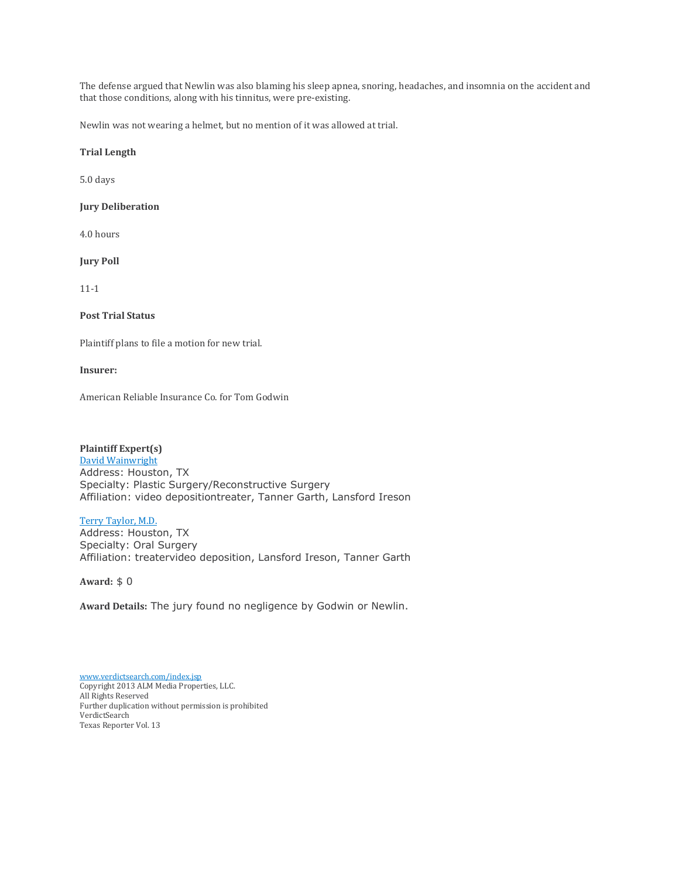The defense argued that Newlin was also blaming his sleep apnea, snoring, headaches, and insomnia on the accident and that those conditions, along with his tinnitus, were pre-existing.

Newlin was not wearing a helmet, but no mention of it was allowed at trial.

**Trial Length**

5.0 days

**Jury Deliberation**

4.0 hours

**Jury Poll**

11-1

**Post Trial Status**

Plaintiff plans to file a motion for new trial.

**Insurer:**

American Reliable Insurance Co. for Tom Godwin

**Plaintiff Expert(s)**

David Wainwright
Address: Houston, TX
Specialty: Plastic Surgery/Reconstructive Surgery
Affiliation: video depositiontreater, Tanner Garth, Lansford Ireson

Terry Taylor, M.D.
Address: Houston, TX
Specialty: Oral Surgery
Affiliation: treatervideo deposition, Lansford Ireson, Tanner Garth

**Award:** $ 0

**Award Details:** The jury found no negligence by Godwin or Newlin.

www.verdictsearch.com/index.jsp
Copyright 2013 ALM Media Properties, LLC.
All Rights Reserved
Further duplication without permission is prohibited
VerdictSearch
Texas Reporter Vol. 13